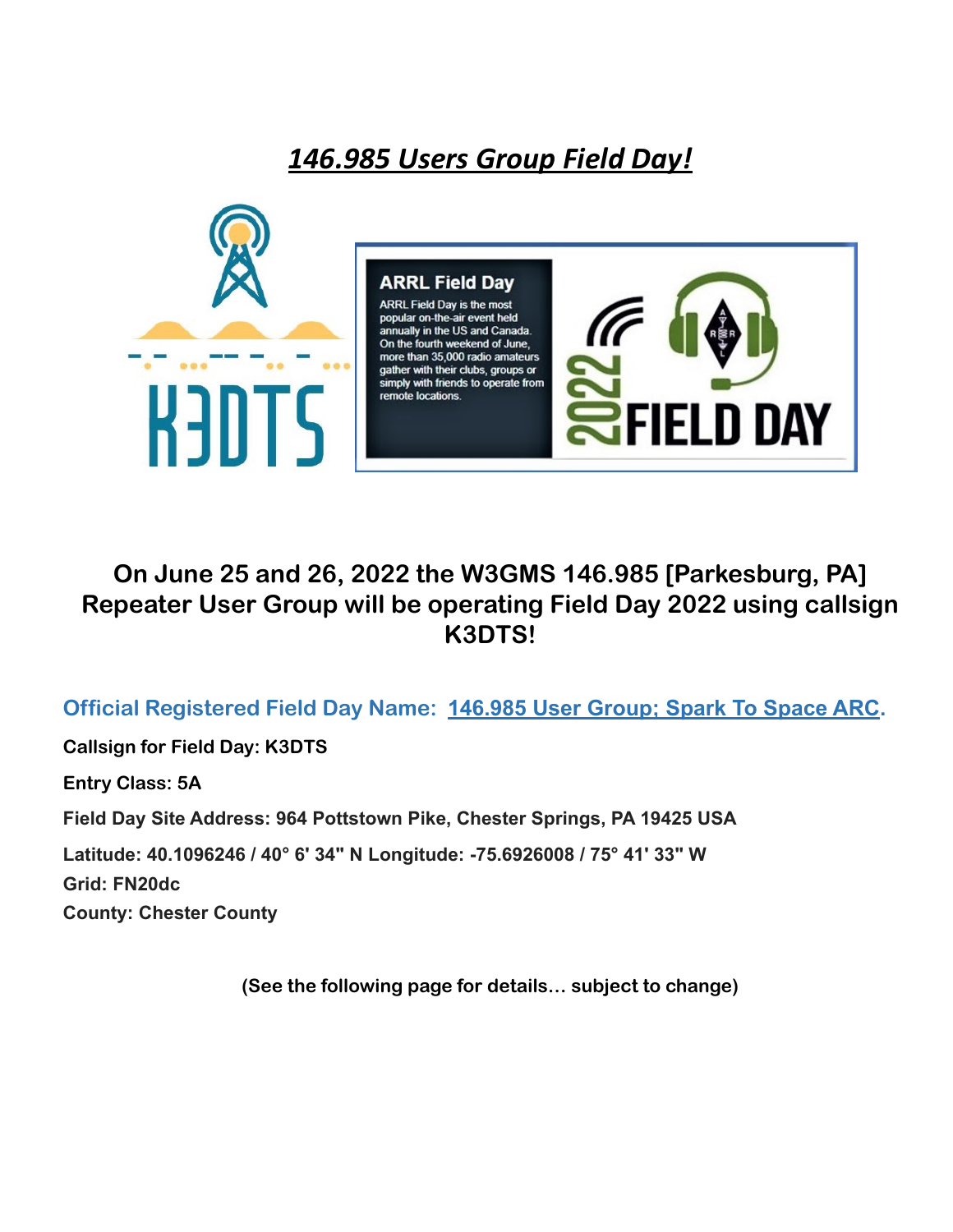# *146.985 Users Group Field Day!*

**On June 25 and 26, 2022 the W3GMS 146.985 [Parkesburg, PA] Repeater User Group will be operating Field Day 2022 using callsign K3DTS!**

**Official Registered Field Day Name: 146.985 User Group; Spark To Space ARC.**

**Callsign for Field Day: K3DTS**

**Entry Class: 5A**

**Field Day Site Address: 964 Pottstown Pike, Chester Springs, PA 19425 USA**

**Latitude: 40.1096246 / 40° 6' 34" N Longitude: -75.6926008 / 75° 41' 33" W**
**Grid: FN20dc**
**County: Chester County**

**(See the following page for details… subject to change)**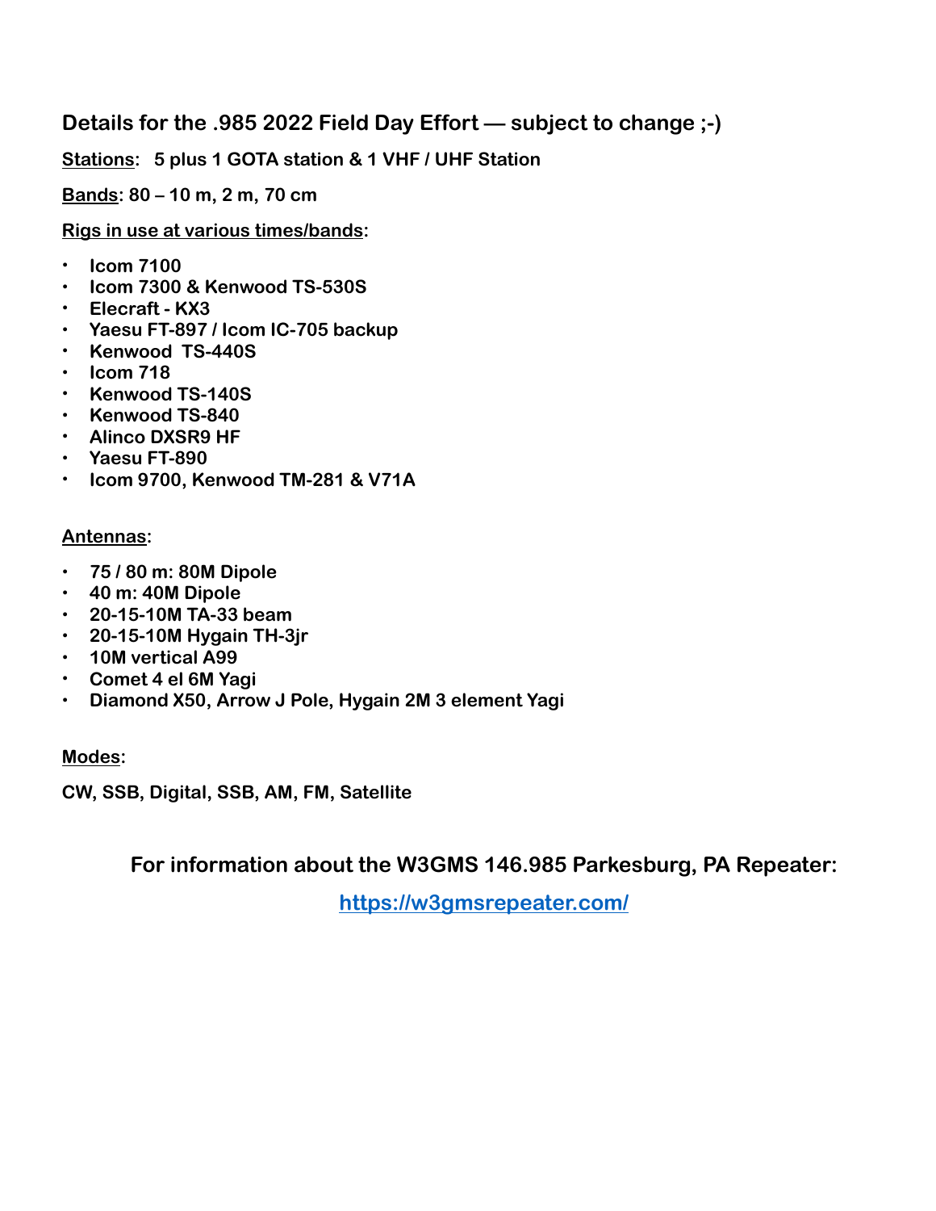## Details for the .985 2022 Field Day Effort — subject to change ;-)

**Stations: 5 plus 1 GOTA station & 1 VHF / UHF Station**

**Bands: 80 – 10 m, 2 m, 70 cm**

**Rigs in use at various times/bands:**

- **Icom 7100**
- **Icom 7300 & Kenwood TS-530S**
- **Elecraft - KX3**
- **Yaesu FT-897 / Icom IC-705 backup**
- **Kenwood TS-440S**
- **Icom 718**
- **Kenwood TS-140S**
- **Kenwood TS-840**
- **Alinco DXSR9 HF**
- **Yaesu FT-890**
- **Icom 9700, Kenwood TM-281 & V71A**

**Antennas:**

- **75 / 80 m: 80M Dipole**
- **40 m: 40M Dipole**
- **20-15-10M TA-33 beam**
- **20-15-10M Hygain TH-3jr**
- **10M vertical A99**
- **Comet 4 el 6M Yagi**
- **Diamond X50, Arrow J Pole, Hygain 2M 3 element Yagi**

**Modes:**

**CW, SSB, Digital, SSB, AM, FM, Satellite**

**For information about the W3GMS 146.985 Parkesburg, PA Repeater:**

**https://w3gmsrepeater.com/**